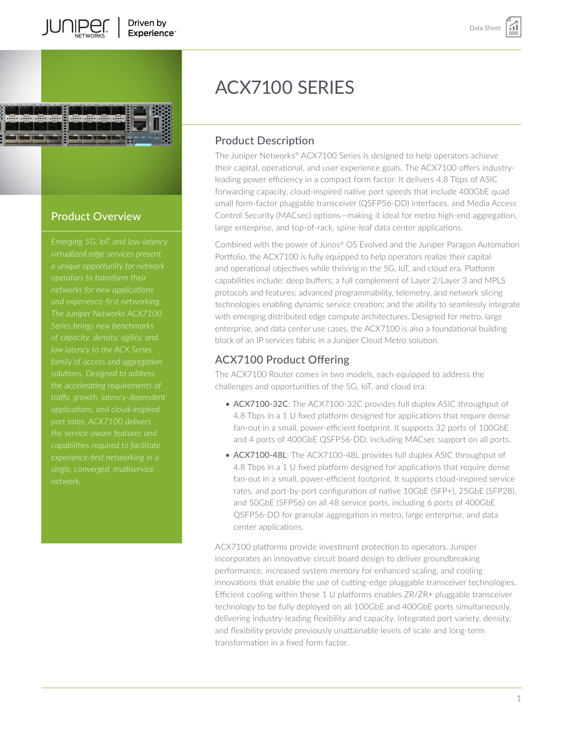# ACX7100 SERIES

## Product Overview

*Emerging 5G, IoT, and low-latency virtualized edge services present a unique opportunity for network operators to transform their networks for new applications and experience-first networking. The Juniper Networks ACX7100 Series brings new benchmarks of capacity, density, agility, and low latency to the ACX Series family of access and aggregation solutions. Designed to address the accelerating requirements of traffic growth, latency-dependent applications, and cloud-inspired port rates, ACX7100 delivers the service-aware features and capabilities required to facilitate experience-first networking in a single, converged, multiservice network.*

## Product Description

The Juniper Networks® ACX7100 Series is designed to help operators achieve their capital, operational, and user experience goals. The ACX7100 offers industry-leading power efficiency in a compact form factor. It delivers 4.8 Tbps of ASIC forwarding capacity, cloud-inspired native port speeds that include 400GbE quad small form-factor pluggable transceiver (QSFP56-DD) interfaces, and Media Access Control Security (MACsec) options—making it ideal for metro high-end aggregation, large enterprise, and top-of-rack, spine-leaf data center applications.

Combined with the power of Junos® OS Evolved and the Juniper Paragon Automation Portfolio, the ACX7100 is fully equipped to help operators realize their capital and operational objectives while thriving in the 5G, IoT, and cloud era. Platform capabilities include: deep buffers; a full complement of Layer 2/Layer 3 and MPLS protocols and features; advanced programmability, telemetry, and network slicing technologies enabling dynamic service creation; and the ability to seamlessly integrate with emerging distributed edge compute architectures. Designed for metro, large enterprise, and data center use cases, the ACX7100 is also a foundational building block of an IP services fabric in a Juniper Cloud Metro solution.

## ACX7100 Product Offering

The ACX7100 Router comes in two models, each equipped to address the challenges and opportunities of the 5G, IoT, and cloud era:

- **ACX7100-32C**: The ACX7100-32C provides full duplex ASIC throughput of 4.8 Tbps in a 1 U fixed platform designed for applications that require dense fan-out in a small, power-efficient footprint. It supports 32 ports of 100GbE and 4 ports of 400GbE QSFP56-DD, including MACsec support on all ports.
- **ACX7100-48L**: The ACX7100-48L provides full duplex ASIC throughput of 4.8 Tbps in a 1 U fixed platform designed for applications that require dense fan-out in a small, power-efficient footprint. It supports cloud-inspired service rates, and port-by-port configuration of native 10GbE (SFP+), 25GbE (SFP28), and 50GbE (SFP56) on all 48 service ports, including 6 ports of 400GbE QSFP56-DD for granular aggregation in metro, large enterprise, and data center applications.

ACX7100 platforms provide investment protection to operators. Juniper incorporates an innovative circuit board design to deliver groundbreaking performance, increased system memory for enhanced scaling, and cooling innovations that enable the use of cutting-edge pluggable transceiver technologies. Efficient cooling within these 1 U platforms enables ZR/ZR+ pluggable transceiver technology to be fully deployed on all 100GbE and 400GbE ports simultaneously, delivering industry-leading flexibility and capacity. Integrated port variety, density, and flexibility provide previously unattainable levels of scale and long-term transformation in a fixed form factor.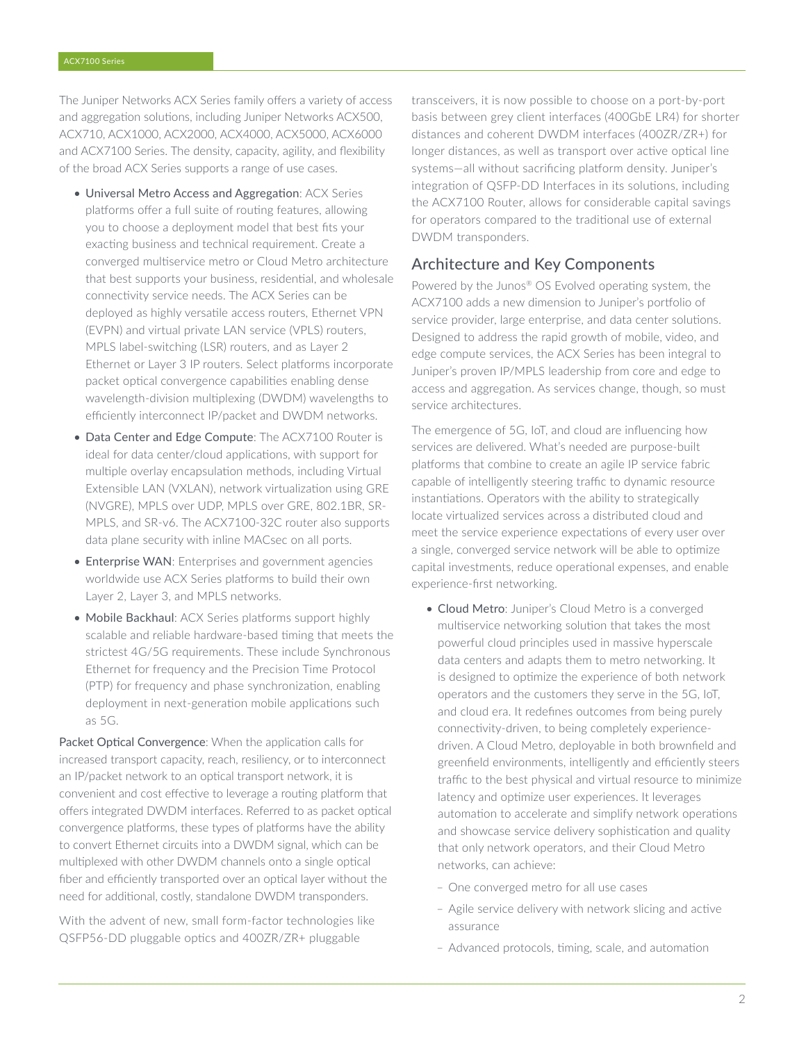The Juniper Networks ACX Series family offers a variety of access and aggregation solutions, including Juniper Networks ACX500, ACX710, ACX1000, ACX2000, ACX4000, ACX5000, ACX6000 and ACX7100 Series. The density, capacity, agility, and flexibility of the broad ACX Series supports a range of use cases.

- Universal Metro Access and Aggregation: ACX Series platforms offer a full suite of routing features, allowing you to choose a deployment model that best fits your exacting business and technical requirement. Create a converged multiservice metro or Cloud Metro architecture that best supports your business, residential, and wholesale connectivity service needs. The ACX Series can be deployed as highly versatile access routers, Ethernet VPN (EVPN) and virtual private LAN service (VPLS) routers, MPLS label-switching (LSR) routers, and as Layer 2 Ethernet or Layer 3 IP routers. Select platforms incorporate packet optical convergence capabilities enabling dense wavelength-division multiplexing (DWDM) wavelengths to efficiently interconnect IP/packet and DWDM networks.
- Data Center and Edge Compute: The ACX7100 Router is ideal for data center/cloud applications, with support for multiple overlay encapsulation methods, including Virtual Extensible LAN (VXLAN), network virtualization using GRE (NVGRE), MPLS over UDP, MPLS over GRE, 802.1BR, SR-MPLS, and SR-v6. The ACX7100-32C router also supports data plane security with inline MACsec on all ports.
- Enterprise WAN: Enterprises and government agencies worldwide use ACX Series platforms to build their own Layer 2, Layer 3, and MPLS networks.
- Mobile Backhaul: ACX Series platforms support highly scalable and reliable hardware-based timing that meets the strictest 4G/5G requirements. These include Synchronous Ethernet for frequency and the Precision Time Protocol (PTP) for frequency and phase synchronization, enabling deployment in next-generation mobile applications such as 5G.

Packet Optical Convergence: When the application calls for increased transport capacity, reach, resiliency, or to interconnect an IP/packet network to an optical transport network, it is convenient and cost effective to leverage a routing platform that offers integrated DWDM interfaces. Referred to as packet optical convergence platforms, these types of platforms have the ability to convert Ethernet circuits into a DWDM signal, which can be multiplexed with other DWDM channels onto a single optical fiber and efficiently transported over an optical layer without the need for additional, costly, standalone DWDM transponders.

With the advent of new, small form-factor technologies like QSFP56-DD pluggable optics and 400ZR/ZR+ pluggable transceivers, it is now possible to choose on a port-by-port basis between grey client interfaces (400GbE LR4) for shorter distances and coherent DWDM interfaces (400ZR/ZR+) for longer distances, as well as transport over active optical line systems—all without sacrificing platform density. Juniper's integration of QSFP-DD Interfaces in its solutions, including the ACX7100 Router, allows for considerable capital savings for operators compared to the traditional use of external DWDM transponders.

## Architecture and Key Components

Powered by the Junos® OS Evolved operating system, the ACX7100 adds a new dimension to Juniper's portfolio of service provider, large enterprise, and data center solutions. Designed to address the rapid growth of mobile, video, and edge compute services, the ACX Series has been integral to Juniper's proven IP/MPLS leadership from core and edge to access and aggregation. As services change, though, so must service architectures.

The emergence of 5G, IoT, and cloud are influencing how services are delivered. What's needed are purpose-built platforms that combine to create an agile IP service fabric capable of intelligently steering traffic to dynamic resource instantiations. Operators with the ability to strategically locate virtualized services across a distributed cloud and meet the service experience expectations of every user over a single, converged service network will be able to optimize capital investments, reduce operational expenses, and enable experience-first networking.

- Cloud Metro: Juniper's Cloud Metro is a converged multiservice networking solution that takes the most powerful cloud principles used in massive hyperscale data centers and adapts them to metro networking. It is designed to optimize the experience of both network operators and the customers they serve in the 5G, IoT, and cloud era. It redefines outcomes from being purely connectivity-driven, to being completely experience-driven. A Cloud Metro, deployable in both brownfield and greenfield environments, intelligently and efficiently steers traffic to the best physical and virtual resource to minimize latency and optimize user experiences. It leverages automation to accelerate and simplify network operations and showcase service delivery sophistication and quality that only network operators, and their Cloud Metro networks, can achieve:
  - One converged metro for all use cases
  - Agile service delivery with network slicing and active assurance
  - Advanced protocols, timing, scale, and automation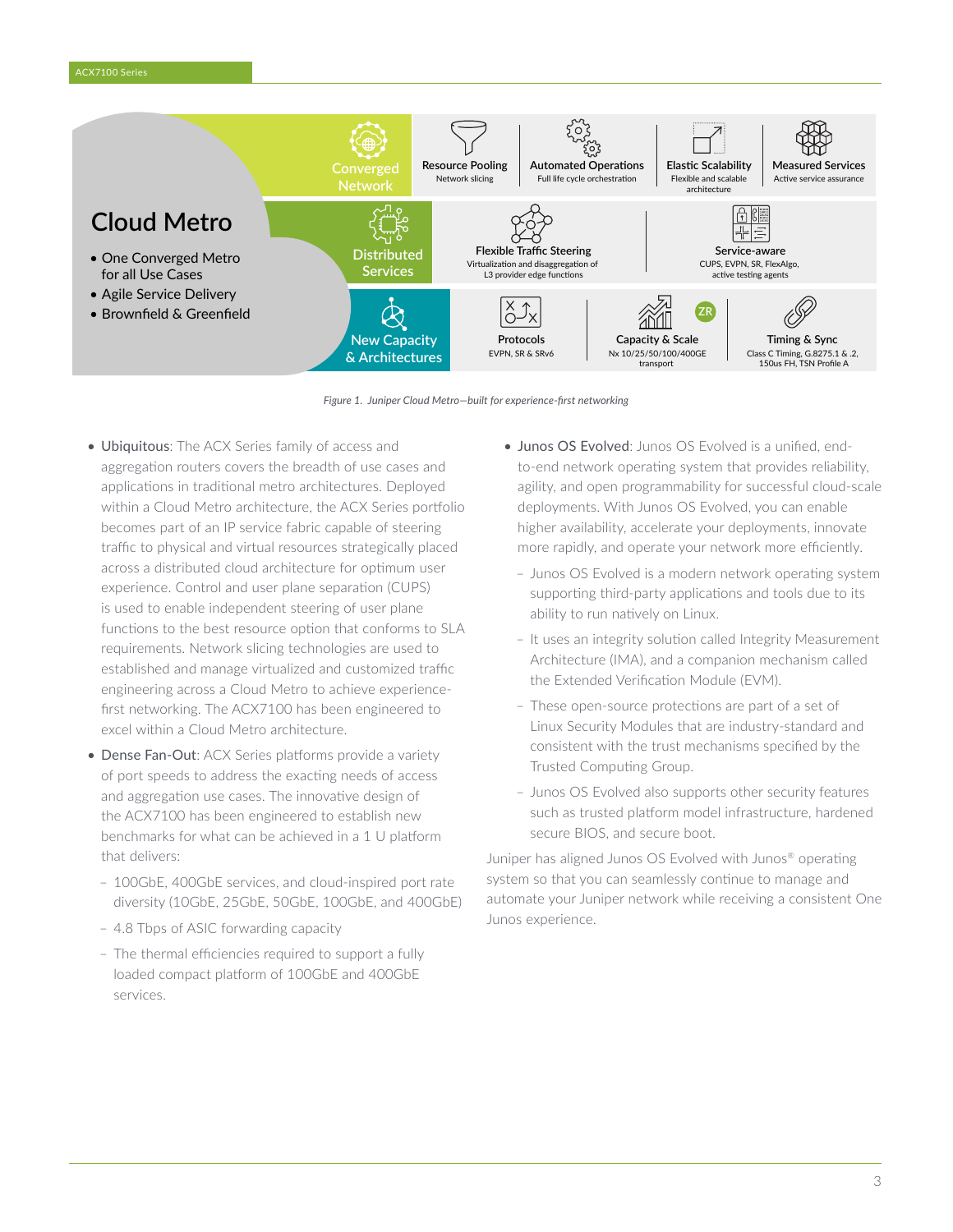## Cloud Metro

- One Converged Metro for all Use Cases
- Agile Service Delivery
- Brownfield & Greenfield

| | | | | |
|---|---|---|---|---|
| **Converged Network** | Resource Pooling<br>Network slicing | Automated Operations<br>Full life cycle orchestration | Elastic Scalability<br>Flexible and scalable architecture | Measured Services<br>Active service assurance |
| **Distributed Services** | Flexible Traffic Steering<br>Virtualization and disaggregation of L3 provider edge functions | | Service-aware<br>CUPS, EVPN, SR, FlexAlgo, active testing agents | |
| **New Capacity & Architectures** | Protocols<br>EVPN, SR & SRv6 | Capacity & Scale (ZR)<br>Nx 10/25/50/100/400GE transport | Timing & Sync<br>Class C Timing, G.8275.1 & .2, 150us FH, TSN Profile A | |

*Figure 1. Juniper Cloud Metro—built for experience-first networking*

- Ubiquitous: The ACX Series family of access and aggregation routers covers the breadth of use cases and applications in traditional metro architectures. Deployed within a Cloud Metro architecture, the ACX Series portfolio becomes part of an IP service fabric capable of steering traffic to physical and virtual resources strategically placed across a distributed cloud architecture for optimum user experience. Control and user plane separation (CUPS) is used to enable independent steering of user plane functions to the best resource option that conforms to SLA requirements. Network slicing technologies are used to established and manage virtualized and customized traffic engineering across a Cloud Metro to achieve experience-first networking. The ACX7100 has been engineered to excel within a Cloud Metro architecture.
- Dense Fan-Out: ACX Series platforms provide a variety of port speeds to address the exacting needs of access and aggregation use cases. The innovative design of the ACX7100 has been engineered to establish new benchmarks for what can be achieved in a 1 U platform that delivers:
  - 100GbE, 400GbE services, and cloud-inspired port rate diversity (10GbE, 25GbE, 50GbE, 100GbE, and 400GbE)
  - 4.8 Tbps of ASIC forwarding capacity
  - The thermal efficiencies required to support a fully loaded compact platform of 100GbE and 400GbE services.
- Junos OS Evolved: Junos OS Evolved is a unified, end-to-end network operating system that provides reliability, agility, and open programmability for successful cloud-scale deployments. With Junos OS Evolved, you can enable higher availability, accelerate your deployments, innovate more rapidly, and operate your network more efficiently.
  - Junos OS Evolved is a modern network operating system supporting third-party applications and tools due to its ability to run natively on Linux.
  - It uses an integrity solution called Integrity Measurement Architecture (IMA), and a companion mechanism called the Extended Verification Module (EVM).
  - These open-source protections are part of a set of Linux Security Modules that are industry-standard and consistent with the trust mechanisms specified by the Trusted Computing Group.
  - Junos OS Evolved also supports other security features such as trusted platform model infrastructure, hardened secure BIOS, and secure boot.

Juniper has aligned Junos OS Evolved with Junos® operating system so that you can seamlessly continue to manage and automate your Juniper network while receiving a consistent One Junos experience.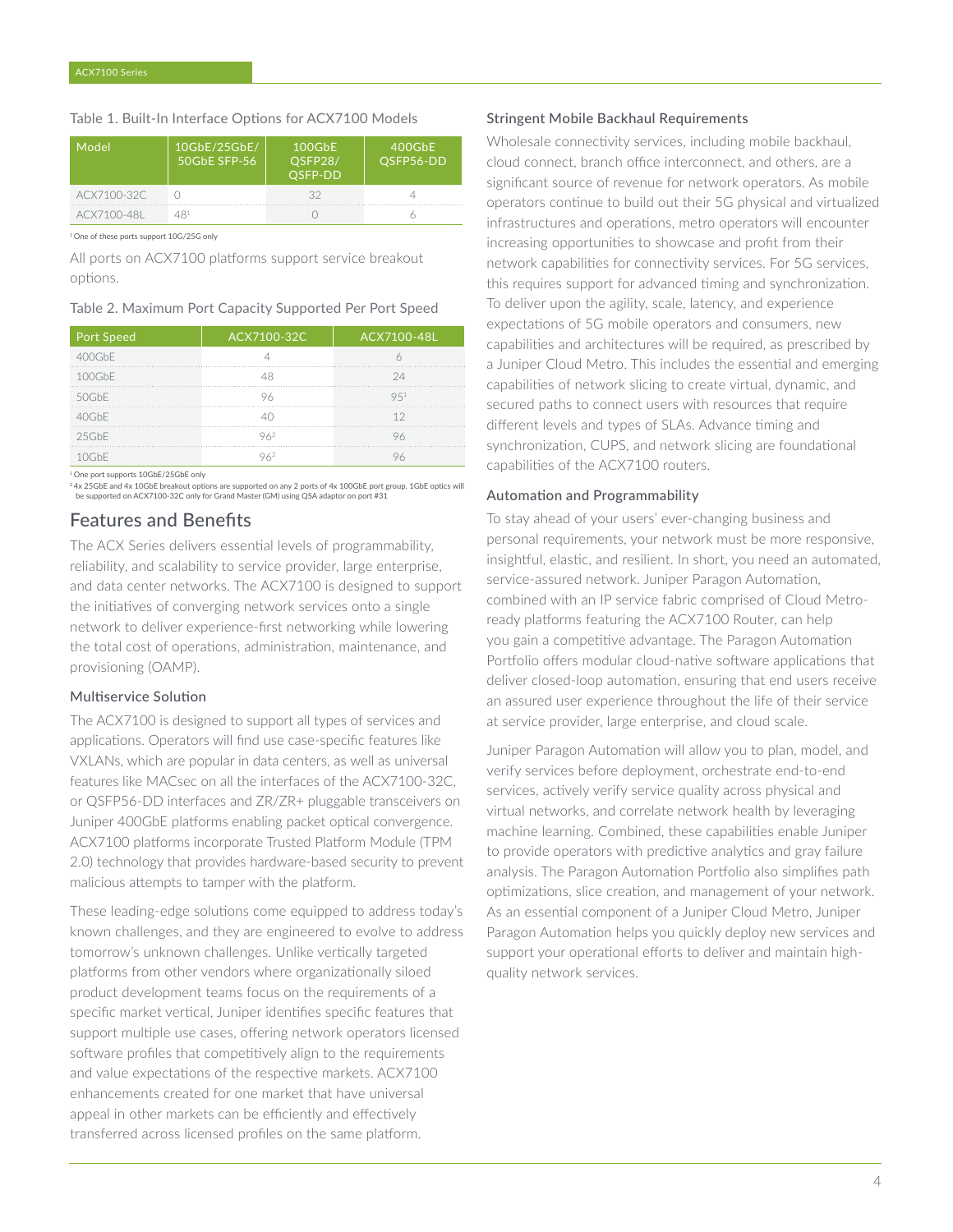Table 1. Built-In Interface Options for ACX7100 Models

| Model | 10GbE/25GbE/ 50GbE SFP-56 | 100GbE QSFP28/ QSFP-DD | 400GbE QSFP56-DD |
|---|---|---|---|
| ACX7100-32C | 0 | 32 | 4 |
| ACX7100-48L | 48[1] | 0 | 6 |

[1] One of these ports support 10G/25G only

All ports on ACX7100 platforms support service breakout options.

Table 2. Maximum Port Capacity Supported Per Port Speed

| Port Speed | ACX7100-32C | ACX7100-48L |
|---|---|---|
| 400GbE | 4 | 6 |
| 100GbE | 48 | 24 |
| 50GbE | 96 | 95[1] |
| 40GbE | 40 | 12 |
| 25GbE | 96[2] | 96 |
| 10GbE | 96[2] | 96 |

[1] One port supports 10GbE/25GbE only

[2] 4x 25GbE and 4x 10GbE breakout options are supported on any 2 ports of 4x 100GbE port group. 1GbE optics will be supported on ACX7100-32C only for Grand Master (GM) using QSA adaptor on port #31

## Features and Benefits

The ACX Series delivers essential levels of programmability, reliability, and scalability to service provider, large enterprise, and data center networks. The ACX7100 is designed to support the initiatives of converging network services onto a single network to deliver experience-first networking while lowering the total cost of operations, administration, maintenance, and provisioning (OAMP).

### Multiservice Solution

The ACX7100 is designed to support all types of services and applications. Operators will find use case-specific features like VXLANs, which are popular in data centers, as well as universal features like MACsec on all the interfaces of the ACX7100-32C, or QSFP56-DD interfaces and ZR/ZR+ pluggable transceivers on Juniper 400GbE platforms enabling packet optical convergence. ACX7100 platforms incorporate Trusted Platform Module (TPM 2.0) technology that provides hardware-based security to prevent malicious attempts to tamper with the platform.

These leading-edge solutions come equipped to address today's known challenges, and they are engineered to evolve to address tomorrow's unknown challenges. Unlike vertically targeted platforms from other vendors where organizationally siloed product development teams focus on the requirements of a specific market vertical, Juniper identifies specific features that support multiple use cases, offering network operators licensed software profiles that competitively align to the requirements and value expectations of the respective markets. ACX7100 enhancements created for one market that have universal appeal in other markets can be efficiently and effectively transferred across licensed profiles on the same platform.

### Stringent Mobile Backhaul Requirements

Wholesale connectivity services, including mobile backhaul, cloud connect, branch office interconnect, and others, are a significant source of revenue for network operators. As mobile operators continue to build out their 5G physical and virtualized infrastructures and operations, metro operators will encounter increasing opportunities to showcase and profit from their network capabilities for connectivity services. For 5G services, this requires support for advanced timing and synchronization. To deliver upon the agility, scale, latency, and experience expectations of 5G mobile operators and consumers, new capabilities and architectures will be required, as prescribed by a Juniper Cloud Metro. This includes the essential and emerging capabilities of network slicing to create virtual, dynamic, and secured paths to connect users with resources that require different levels and types of SLAs. Advance timing and synchronization, CUPS, and network slicing are foundational capabilities of the ACX7100 routers.

### Automation and Programmability

To stay ahead of your users' ever-changing business and personal requirements, your network must be more responsive, insightful, elastic, and resilient. In short, you need an automated, service-assured network. Juniper Paragon Automation, combined with an IP service fabric comprised of Cloud Metro-ready platforms featuring the ACX7100 Router, can help you gain a competitive advantage. The Paragon Automation Portfolio offers modular cloud-native software applications that deliver closed-loop automation, ensuring that end users receive an assured user experience throughout the life of their service at service provider, large enterprise, and cloud scale.

Juniper Paragon Automation will allow you to plan, model, and verify services before deployment, orchestrate end-to-end services, actively verify service quality across physical and virtual networks, and correlate network health by leveraging machine learning. Combined, these capabilities enable Juniper to provide operators with predictive analytics and gray failure analysis. The Paragon Automation Portfolio also simplifies path optimizations, slice creation, and management of your network. As an essential component of a Juniper Cloud Metro, Juniper Paragon Automation helps you quickly deploy new services and support your operational efforts to deliver and maintain high-quality network services.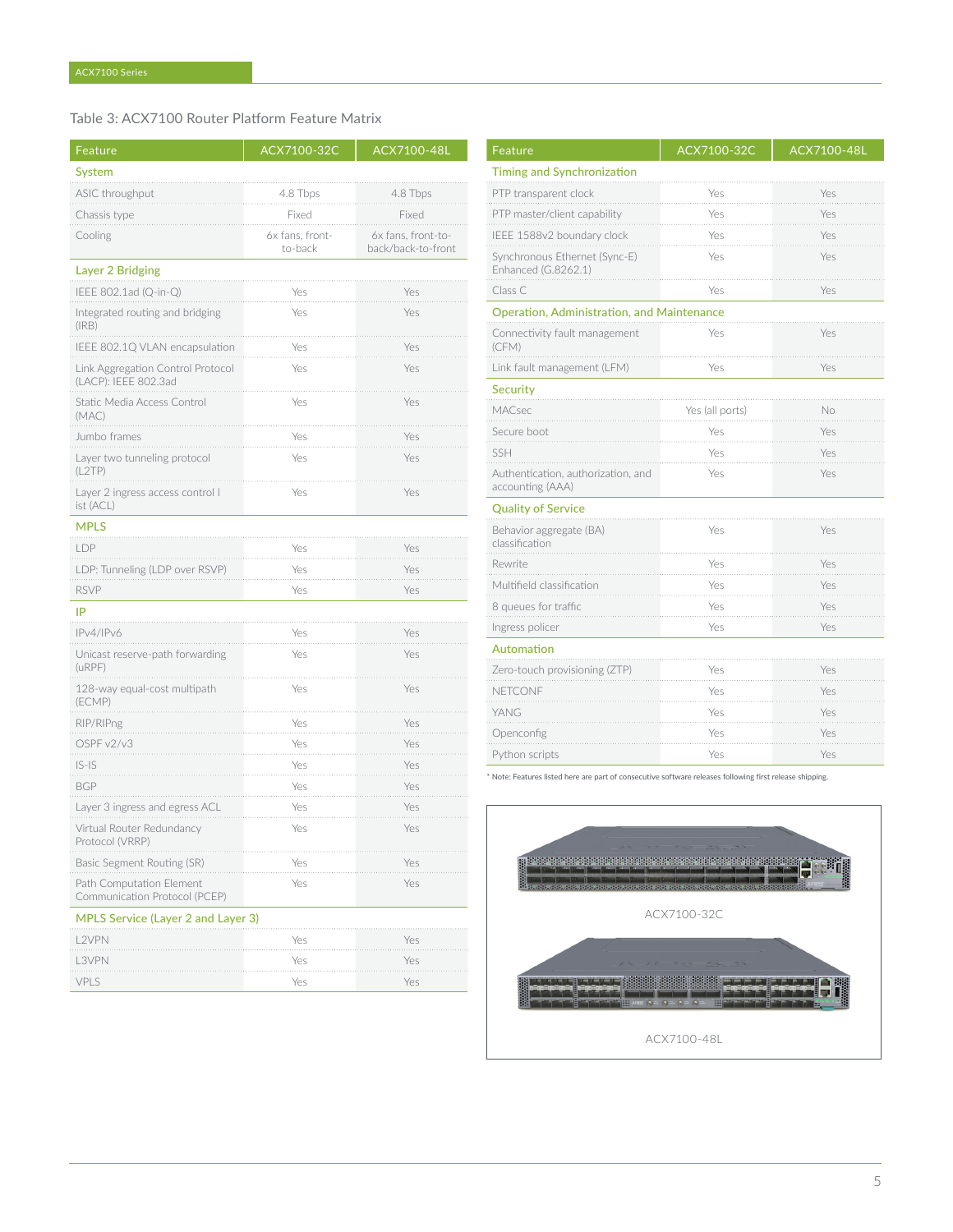Table 3: ACX7100 Router Platform Feature Matrix

| Feature | ACX7100-32C | ACX7100-48L |
|---|---|---|
| **System** | | |
| ASIC throughput | 4.8 Tbps | 4.8 Tbps |
| Chassis type | Fixed | Fixed |
| Cooling | 6x fans, front-to-back | 6x fans, front-to-back/back-to-front |
| **Layer 2 Bridging** | | |
| IEEE 802.1ad (Q-in-Q) | Yes | Yes |
| Integrated routing and bridging (IRB) | Yes | Yes |
| IEEE 802.1Q VLAN encapsulation | Yes | Yes |
| Link Aggregation Control Protocol (LACP): IEEE 802.3ad | Yes | Yes |
| Static Media Access Control (MAC) | Yes | Yes |
| Jumbo frames | Yes | Yes |
| Layer two tunneling protocol (L2TP) | Yes | Yes |
| Layer 2 ingress access control l ist (ACL) | Yes | Yes |
| **MPLS** | | |
| LDP | Yes | Yes |
| LDP: Tunneling (LDP over RSVP) | Yes | Yes |
| RSVP | Yes | Yes |
| **IP** | | |
| IPv4/IPv6 | Yes | Yes |
| Unicast reserve-path forwarding (uRPF) | Yes | Yes |
| 128-way equal-cost multipath (ECMP) | Yes | Yes |
| RIP/RIPng | Yes | Yes |
| OSPF v2/v3 | Yes | Yes |
| IS-IS | Yes | Yes |
| BGP | Yes | Yes |
| Layer 3 ingress and egress ACL | Yes | Yes |
| Virtual Router Redundancy Protocol (VRRP) | Yes | Yes |
| Basic Segment Routing (SR) | Yes | Yes |
| Path Computation Element Communication Protocol (PCEP) | Yes | Yes |
| **MPLS Service (Layer 2 and Layer 3)** | | |
| L2VPN | Yes | Yes |
| L3VPN | Yes | Yes |
| VPLS | Yes | Yes |
| **Timing and Synchronization** | | |
| PTP transparent clock | Yes | Yes |
| PTP master/client capability | Yes | Yes |
| IEEE 1588v2 boundary clock | Yes | Yes |
| Synchronous Ethernet (Sync-E) Enhanced (G.8262.1) | Yes | Yes |
| Class C | Yes | Yes |
| **Operation, Administration, and Maintenance** | | |
| Connectivity fault management (CFM) | Yes | Yes |
| Link fault management (LFM) | Yes | Yes |
| **Security** | | |
| MACsec | Yes (all ports) | No |
| Secure boot | Yes | Yes |
| SSH | Yes | Yes |
| Authentication, authorization, and accounting (AAA) | Yes | Yes |
| **Quality of Service** | | |
| Behavior aggregate (BA) classification | Yes | Yes |
| Rewrite | Yes | Yes |
| Multifield classification | Yes | Yes |
| 8 queues for traffic | Yes | Yes |
| Ingress policer | Yes | Yes |
| **Automation** | | |
| Zero-touch provisioning (ZTP) | Yes | Yes |
| NETCONF | Yes | Yes |
| YANG | Yes | Yes |
| Openconfig | Yes | Yes |
| Python scripts | Yes | Yes |

* Note: Features listed here are part of consecutive software releases following first release shipping.

ACX7100-32C

ACX7100-48L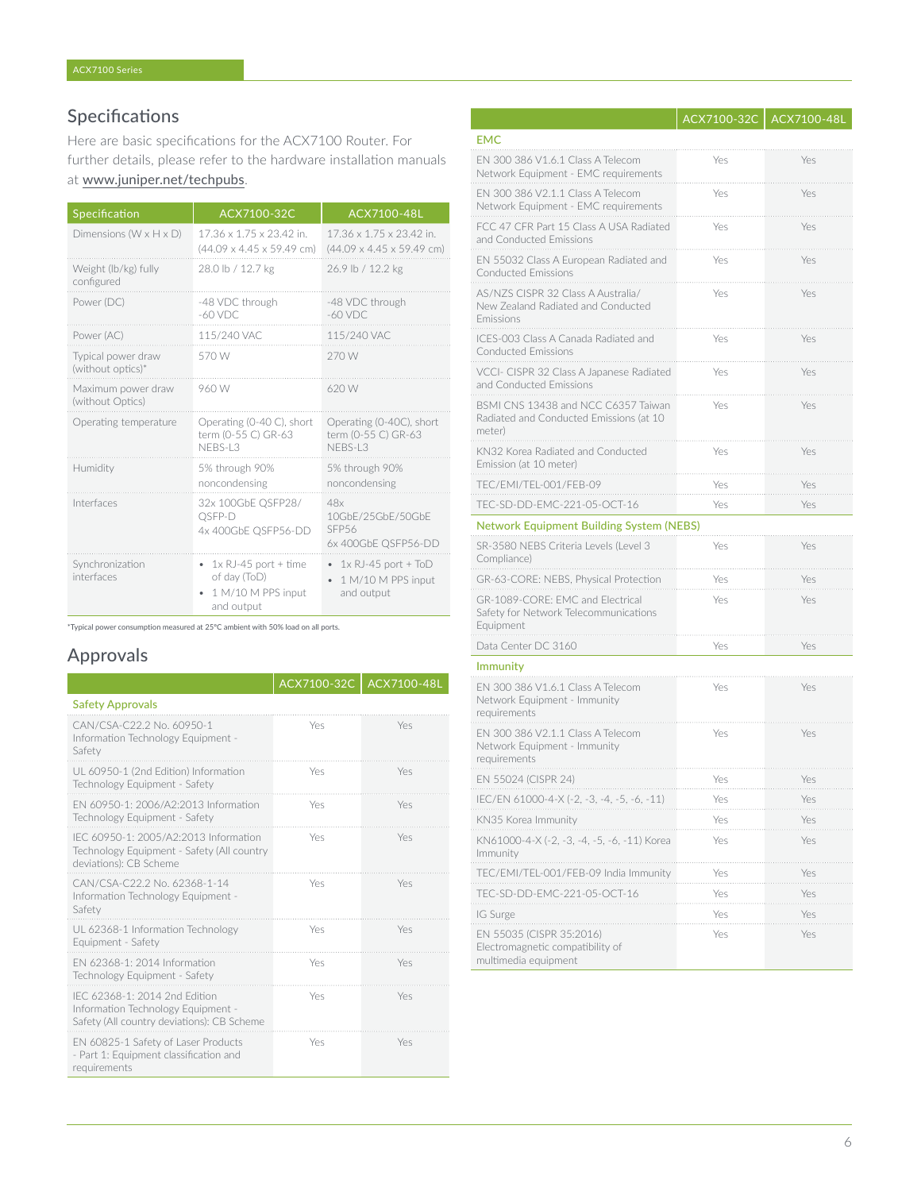## Specifications

Here are basic specifications for the ACX7100 Router. For further details, please refer to the hardware installation manuals at www.juniper.net/techpubs.

| Specification | ACX7100-32C | ACX7100-48L |
|---|---|---|
| Dimensions (W x H x D) | 17.36 x 1.75 x 23.42 in. (44.09 x 4.45 x 59.49 cm) | 17.36 x 1.75 x 23.42 in. (44.09 x 4.45 x 59.49 cm) |
| Weight (lb/kg) fully configured | 28.0 lb / 12.7 kg | 26.9 lb / 12.2 kg |
| Power (DC) | -48 VDC through -60 VDC | -48 VDC through -60 VDC |
| Power (AC) | 115/240 VAC | 115/240 VAC |
| Typical power draw (without optics)* | 570 W | 270 W |
| Maximum power draw (without Optics) | 960 W | 620 W |
| Operating temperature | Operating (0-40 C), short term (0-55 C) GR-63 NEBS-L3 | Operating (0-40C), short term (0-55 C) GR-63 NEBS-L3 |
| Humidity | 5% through 90% noncondensing | 5% through 90% noncondensing |
| Interfaces | 32x 100GbE QSFP28/QSFP-D<br>4x 400GbE QSFP56-DD | 48x 10GbE/25GbE/50GbE SFP56<br>6x 400GbE QSFP56-DD |
| Synchronization interfaces | • 1x RJ-45 port + time of day (ToD)<br>• 1 M/10 M PPS input and output | • 1x RJ-45 port + ToD<br>• 1 M/10 M PPS input and output |

*Typical power consumption measured at 25°C ambient with 50% load on all ports.

## Approvals

| | ACX7100-32C | ACX7100-48L |
|---|---|---|
| **Safety Approvals** | | |
| CAN/CSA-C22.2 No. 60950-1 Information Technology Equipment - Safety | Yes | Yes |
| UL 60950-1 (2nd Edition) Information Technology Equipment - Safety | Yes | Yes |
| EN 60950-1: 2006/A2:2013 Information Technology Equipment - Safety | Yes | Yes |
| IEC 60950-1: 2005/A2:2013 Information Technology Equipment - Safety (All country deviations): CB Scheme | Yes | Yes |
| CAN/CSA-C22.2 No. 62368-1-14 Information Technology Equipment - Safety | Yes | Yes |
| UL 62368-1 Information Technology Equipment - Safety | Yes | Yes |
| EN 62368-1: 2014 Information Technology Equipment - Safety | Yes | Yes |
| IEC 62368-1: 2014 2nd Edition Information Technology Equipment - Safety (All country deviations): CB Scheme | Yes | Yes |
| EN 60825-1 Safety of Laser Products - Part 1: Equipment classification and requirements | Yes | Yes |
| **EMC** | | |
| EN 300 386 V1.6.1 Class A Telecom Network Equipment - EMC requirements | Yes | Yes |
| EN 300 386 V2.1.1 Class A Telecom Network Equipment - EMC requirements | Yes | Yes |
| FCC 47 CFR Part 15 Class A USA Radiated and Conducted Emissions | Yes | Yes |
| EN 55032 Class A European Radiated and Conducted Emissions | Yes | Yes |
| AS/NZS CISPR 32 Class A Australia/New Zealand Radiated and Conducted Emissions | Yes | Yes |
| ICES-003 Class A Canada Radiated and Conducted Emissions | Yes | Yes |
| VCCI- CISPR 32 Class A Japanese Radiated and Conducted Emissions | Yes | Yes |
| BSMI CNS 13438 and NCC C6357 Taiwan Radiated and Conducted Emissions (at 10 meter) | Yes | Yes |
| KN32 Korea Radiated and Conducted Emission (at 10 meter) | Yes | Yes |
| TEC/EMI/TEL-001/FEB-09 | Yes | Yes |
| TEC-SD-DD-EMC-221-05-OCT-16 | Yes | Yes |
| **Network Equipment Building System (NEBS)** | | |
| SR-3580 NEBS Criteria Levels (Level 3 Compliance) | Yes | Yes |
| GR-63-CORE: NEBS, Physical Protection | Yes | Yes |
| GR-1089-CORE: EMC and Electrical Safety for Network Telecommunications Equipment | Yes | Yes |
| Data Center DC 3160 | Yes | Yes |
| **Immunity** | | |
| EN 300 386 V1.6.1 Class A Telecom Network Equipment - Immunity requirements | Yes | Yes |
| EN 300 386 V2.1.1 Class A Telecom Network Equipment - Immunity requirements | Yes | Yes |
| EN 55024 (CISPR 24) | Yes | Yes |
| IEC/EN 61000-4-X (-2, -3, -4, -5, -6, -11) | Yes | Yes |
| KN35 Korea Immunity | Yes | Yes |
| KN61000-4-X (-2, -3, -4, -5, -6, -11) Korea Immunity | Yes | Yes |
| TEC/EMI/TEL-001/FEB-09 India Immunity | Yes | Yes |
| TEC-SD-DD-EMC-221-05-OCT-16 | Yes | Yes |
| IG Surge | Yes | Yes |
| EN 55035 (CISPR 35:2016) Electromagnetic compatibility of multimedia equipment | Yes | Yes |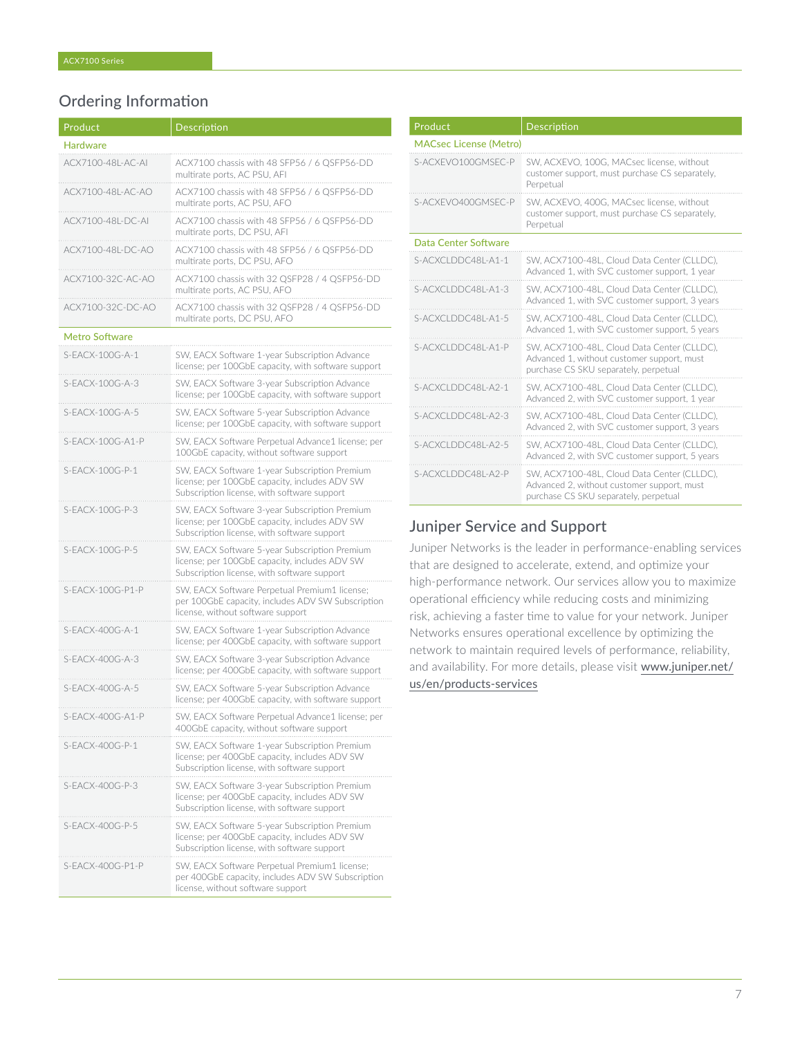## Ordering Information

| Product | Description |
|---|---|
| **Hardware** | |
| ACX7100-48L-AC-AI | ACX7100 chassis with 48 SFP56 / 6 QSFP56-DD multirate ports, AC PSU, AFI |
| ACX7100-48L-AC-AO | ACX7100 chassis with 48 SFP56 / 6 QSFP56-DD multirate ports, AC PSU, AFO |
| ACX7100-48L-DC-AI | ACX7100 chassis with 48 SFP56 / 6 QSFP56-DD multirate ports, DC PSU, AFI |
| ACX7100-48L-DC-AO | ACX7100 chassis with 48 SFP56 / 6 QSFP56-DD multirate ports, DC PSU, AFO |
| ACX7100-32C-AC-AO | ACX7100 chassis with 32 QSFP28 / 4 QSFP56-DD multirate ports, AC PSU, AFO |
| ACX7100-32C-DC-AO | ACX7100 chassis with 32 QSFP28 / 4 QSFP56-DD multirate ports, DC PSU, AFO |
| **Metro Software** | |
| S-EACX-100G-A-1 | SW, EACX Software 1-year Subscription Advance license; per 100GbE capacity, with software support |
| S-EACX-100G-A-3 | SW, EACX Software 3-year Subscription Advance license; per 100GbE capacity, with software support |
| S-EACX-100G-A-5 | SW, EACX Software 5-year Subscription Advance license; per 100GbE capacity, with software support |
| S-EACX-100G-A1-P | SW, EACX Software Perpetual Advance1 license; per 100GbE capacity, without software support |
| S-EACX-100G-P-1 | SW, EACX Software 1-year Subscription Premium license; per 100GbE capacity, includes ADV SW Subscription license, with software support |
| S-EACX-100G-P-3 | SW, EACX Software 3-year Subscription Premium license; per 100GbE capacity, includes ADV SW Subscription license, with software support |
| S-EACX-100G-P-5 | SW, EACX Software 5-year Subscription Premium license; per 100GbE capacity, includes ADV SW Subscription license, with software support |
| S-EACX-100G-P1-P | SW, EACX Software Perpetual Premium1 license; per 100GbE capacity, includes ADV SW Subscription license, without software support |
| S-EACX-400G-A-1 | SW, EACX Software 1-year Subscription Advance license; per 400GbE capacity, with software support |
| S-EACX-400G-A-3 | SW, EACX Software 3-year Subscription Advance license; per 400GbE capacity, with software support |
| S-EACX-400G-A-5 | SW, EACX Software 5-year Subscription Advance license; per 400GbE capacity, with software support |
| S-EACX-400G-A1-P | SW, EACX Software Perpetual Advance1 license; per 400GbE capacity, without software support |
| S-EACX-400G-P-1 | SW, EACX Software 1-year Subscription Premium license; per 400GbE capacity, includes ADV SW Subscription license, with software support |
| S-EACX-400G-P-3 | SW, EACX Software 3-year Subscription Premium license; per 400GbE capacity, includes ADV SW Subscription license, with software support |
| S-EACX-400G-P-5 | SW, EACX Software 5-year Subscription Premium license; per 400GbE capacity, includes ADV SW Subscription license, with software support |
| S-EACX-400G-P1-P | SW, EACX Software Perpetual Premium1 license; per 400GbE capacity, includes ADV SW Subscription license, without software support |
| **MACsec License (Metro)** | |
| S-ACXEVO100GMSEC-P | SW, ACXEVO, 100G, MACsec license, without customer support, must purchase CS separately, Perpetual |
| S-ACXEVO400GMSEC-P | SW, ACXEVO, 400G, MACsec license, without customer support, must purchase CS separately, Perpetual |
| **Data Center Software** | |
| S-ACXCLDDC48L-A1-1 | SW, ACX7100-48L, Cloud Data Center (CLLDC), Advanced 1, with SVC customer support, 1 year |
| S-ACXCLDDC48L-A1-3 | SW, ACX7100-48L, Cloud Data Center (CLLDC), Advanced 1, with SVC customer support, 3 years |
| S-ACXCLDDC48L-A1-5 | SW, ACX7100-48L, Cloud Data Center (CLLDC), Advanced 1, with SVC customer support, 5 years |
| S-ACXCLDDC48L-A1-P | SW, ACX7100-48L, Cloud Data Center (CLLDC), Advanced 1, without customer support, must purchase CS SKU separately, perpetual |
| S-ACXCLDDC48L-A2-1 | SW, ACX7100-48L, Cloud Data Center (CLLDC), Advanced 2, with SVC customer support, 1 year |
| S-ACXCLDDC48L-A2-3 | SW, ACX7100-48L, Cloud Data Center (CLLDC), Advanced 2, with SVC customer support, 3 years |
| S-ACXCLDDC48L-A2-5 | SW, ACX7100-48L, Cloud Data Center (CLLDC), Advanced 2, with SVC customer support, 5 years |
| S-ACXCLDDC48L-A2-P | SW, ACX7100-48L, Cloud Data Center (CLLDC), Advanced 2, without customer support, must purchase CS SKU separately, perpetual |

## Juniper Service and Support

Juniper Networks is the leader in performance-enabling services that are designed to accelerate, extend, and optimize your high-performance network. Our services allow you to maximize operational efficiency while reducing costs and minimizing risk, achieving a faster time to value for your network. Juniper Networks ensures operational excellence by optimizing the network to maintain required levels of performance, reliability, and availability. For more details, please visit www.juniper.net/us/en/products-services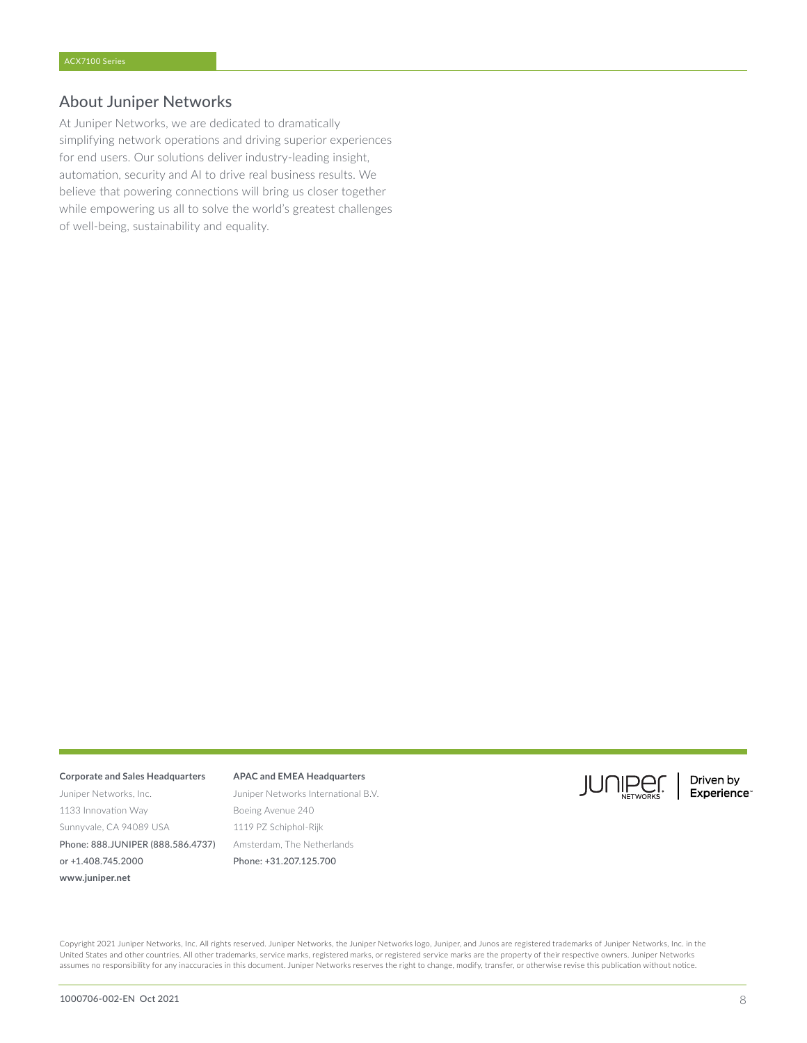## About Juniper Networks

At Juniper Networks, we are dedicated to dramatically simplifying network operations and driving superior experiences for end users. Our solutions deliver industry-leading insight, automation, security and AI to drive real business results. We believe that powering connections will bring us closer together while empowering us all to solve the world's greatest challenges of well-being, sustainability and equality.

**Corporate and Sales Headquarters**

Juniper Networks, Inc.
1133 Innovation Way
Sunnyvale, CA 94089 USA
Phone: 888.JUNIPER (888.586.4737)
or +1.408.745.2000
**www.juniper.net**

**APAC and EMEA Headquarters**

Juniper Networks International B.V.
Boeing Avenue 240
1119 PZ Schiphol-Rijk
Amsterdam, The Netherlands
Phone: +31.207.125.700

Driven by Experience™

Copyright 2021 Juniper Networks, Inc. All rights reserved. Juniper Networks, the Juniper Networks logo, Juniper, and Junos are registered trademarks of Juniper Networks, Inc. in the United States and other countries. All other trademarks, service marks, registered marks, or registered service marks are the property of their respective owners. Juniper Networks assumes no responsibility for any inaccuracies in this document. Juniper Networks reserves the right to change, modify, transfer, or otherwise revise this publication without notice.

1000706-002-EN Oct 2021